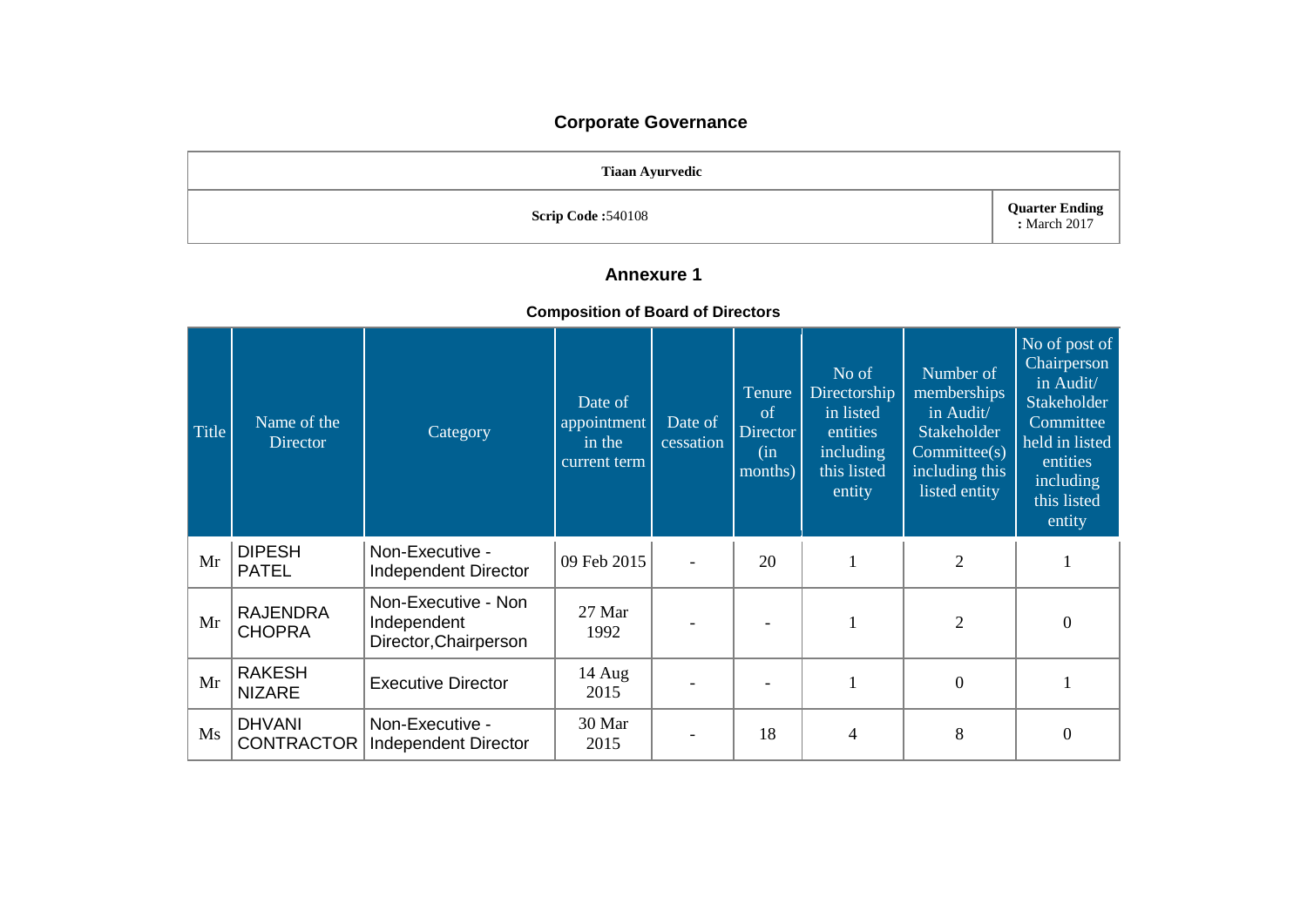# Corporate Governance

| Tiaan Ayurvedic | |
|---|---|
| **Scrip Code :**540108 | **Quarter Ending :** March 2017 |

## Annexure 1

### Composition of Board of Directors

| Title | Name of the Director | Category | Date of appointment in the current term | Date of cessation | Tenure of Director (in months) | No of Directorship in listed entities including this listed entity | Number of memberships in Audit/ Stakeholder Committee(s) including this listed entity | No of post of Chairperson in Audit/ Stakeholder Committee held in listed entities including this listed entity |
|---|---|---|---|---|---|---|---|---|
| Mr | DIPESH PATEL | Non-Executive - Independent Director | 09 Feb 2015 | - | 20 | 1 | 2 | 1 |
| Mr | RAJENDRA CHOPRA | Non-Executive - Non Independent Director,Chairperson | 27 Mar 1992 | - | - | 1 | 2 | 0 |
| Mr | RAKESH NIZARE | Executive Director | 14 Aug 2015 | - | - | 1 | 0 | 1 |
| Ms | DHVANI CONTRACTOR | Non-Executive - Independent Director | 30 Mar 2015 | - | 18 | 4 | 8 | 0 |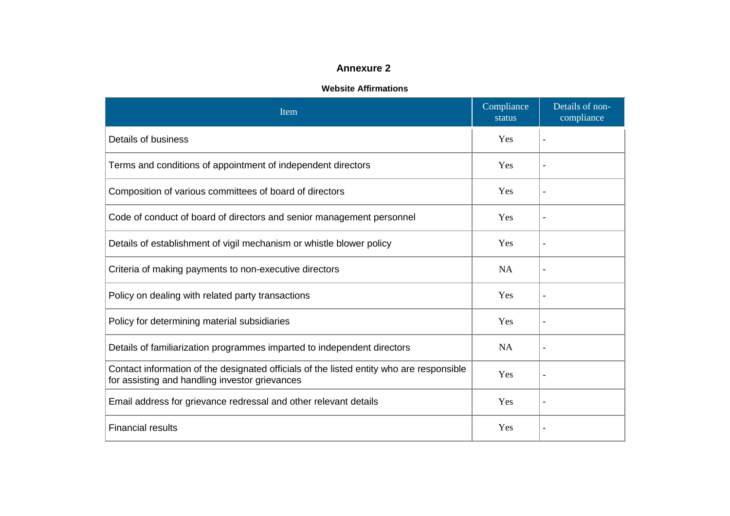## Annexure 2

### Website Affirmations

| Item | Compliance status | Details of non-compliance |
|---|---|---|
| Details of business | Yes | - |
| Terms and conditions of appointment of independent directors | Yes | - |
| Composition of various committees of board of directors | Yes | - |
| Code of conduct of board of directors and senior management personnel | Yes | - |
| Details of establishment of vigil mechanism or whistle blower policy | Yes | - |
| Criteria of making payments to non-executive directors | NA | - |
| Policy on dealing with related party transactions | Yes | - |
| Policy for determining material subsidiaries | Yes | - |
| Details of familiarization programmes imparted to independent directors | NA | - |
| Contact information of the designated officials of the listed entity who are responsible for assisting and handling investor grievances | Yes | - |
| Email address for grievance redressal and other relevant details | Yes | - |
| Financial results | Yes | - |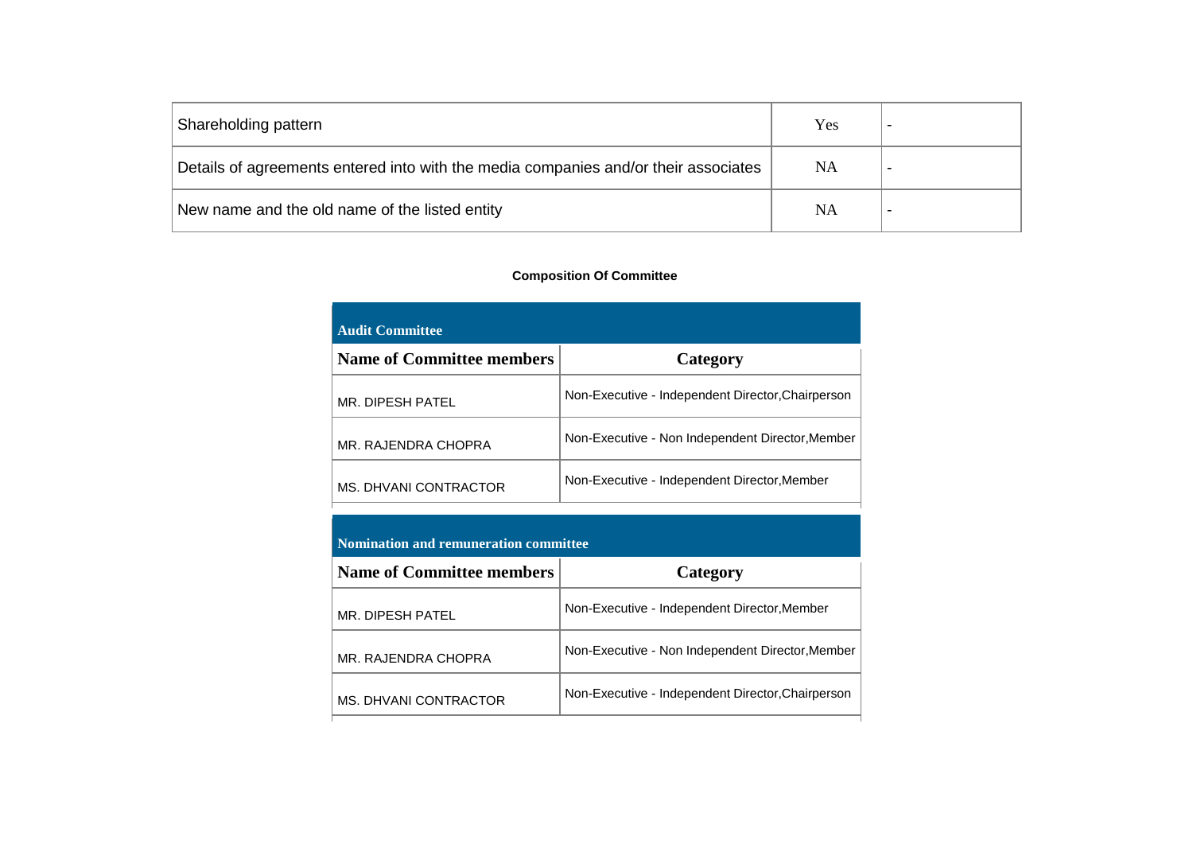| Shareholding pattern | Yes | - |
|---|---|---|
| Details of agreements entered into with the media companies and/or their associates | NA | - |
| New name and the old name of the listed entity | NA | - |

**Composition Of Committee**

**Audit Committee**

| Name of Committee members | Category |
|---|---|
| MR. DIPESH PATEL | Non-Executive - Independent Director,Chairperson |
| MR. RAJENDRA CHOPRA | Non-Executive - Non Independent Director,Member |
| MS. DHVANI CONTRACTOR | Non-Executive - Independent Director,Member |

**Nomination and remuneration committee**

| Name of Committee members | Category |
|---|---|
| MR. DIPESH PATEL | Non-Executive - Independent Director,Member |
| MR. RAJENDRA CHOPRA | Non-Executive - Non Independent Director,Member |
| MS. DHVANI CONTRACTOR | Non-Executive - Independent Director,Chairperson |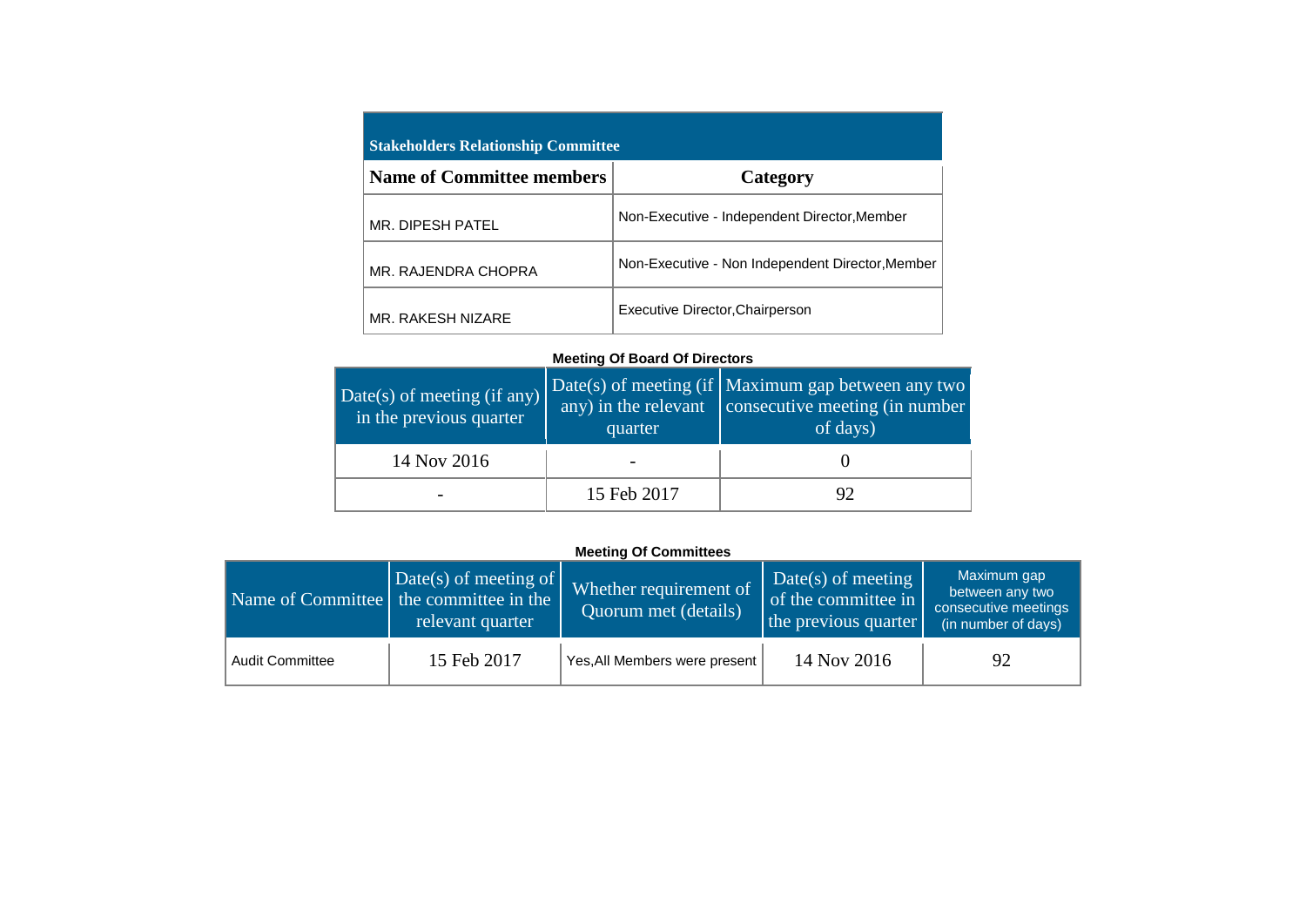### Stakeholders Relationship Committee

| Name of Committee members | Category |
|---|---|
| MR. DIPESH PATEL | Non-Executive - Independent Director,Member |
| MR. RAJENDRA CHOPRA | Non-Executive - Non Independent Director,Member |
| MR. RAKESH NIZARE | Executive Director,Chairperson |

**Meeting Of Board Of Directors**

| Date(s) of meeting (if any) in the previous quarter | Date(s) of meeting (if any) in the relevant quarter | Maximum gap between any two consecutive meeting (in number of days) |
|---|---|---|
| 14 Nov 2016 | - | 0 |
| - | 15 Feb 2017 | 92 |

**Meeting Of Committees**

| Name of Committee | Date(s) of meeting of the committee in the relevant quarter | Whether requirement of Quorum met (details) | Date(s) of meeting of the committee in the previous quarter | Maximum gap between any two consecutive meetings (in number of days) |
|---|---|---|---|---|
| Audit Committee | 15 Feb 2017 | Yes,All Members were present | 14 Nov 2016 | 92 |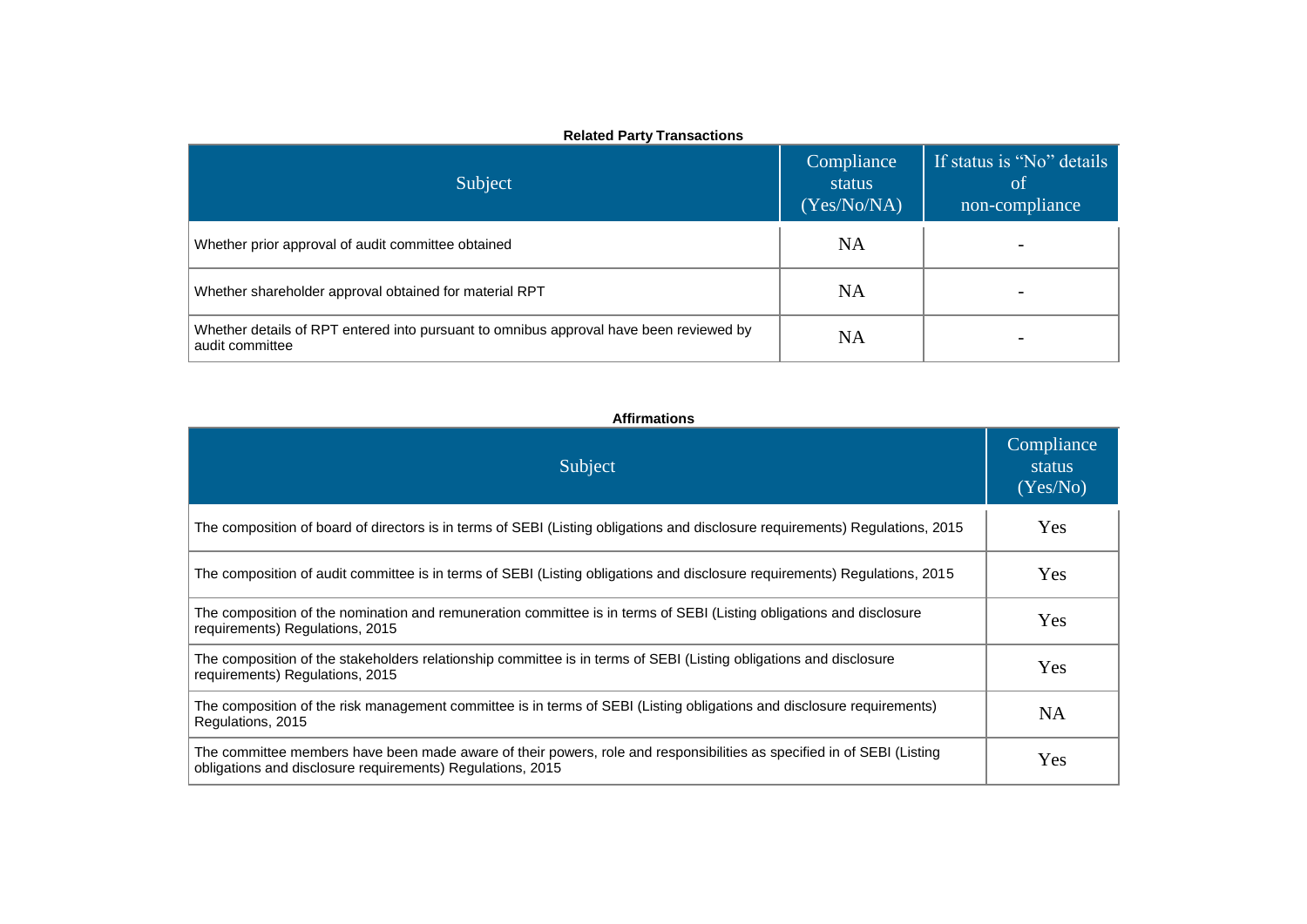**Related Party Transactions**

| Subject | Compliance status (Yes/No/NA) | If status is "No" details of non-compliance |
|---|---|---|
| Whether prior approval of audit committee obtained | NA | - |
| Whether shareholder approval obtained for material RPT | NA | - |
| Whether details of RPT entered into pursuant to omnibus approval have been reviewed by audit committee | NA | - |

**Affirmations**

| Subject | Compliance status (Yes/No) |
|---|---|
| The composition of board of directors is in terms of SEBI (Listing obligations and disclosure requirements) Regulations, 2015 | Yes |
| The composition of audit committee is in terms of SEBI (Listing obligations and disclosure requirements) Regulations, 2015 | Yes |
| The composition of the nomination and remuneration committee is in terms of SEBI (Listing obligations and disclosure requirements) Regulations, 2015 | Yes |
| The composition of the stakeholders relationship committee is in terms of SEBI (Listing obligations and disclosure requirements) Regulations, 2015 | Yes |
| The composition of the risk management committee is in terms of SEBI (Listing obligations and disclosure requirements) Regulations, 2015 | NA |
| The committee members have been made aware of their powers, role and responsibilities as specified in of SEBI (Listing obligations and disclosure requirements) Regulations, 2015 | Yes |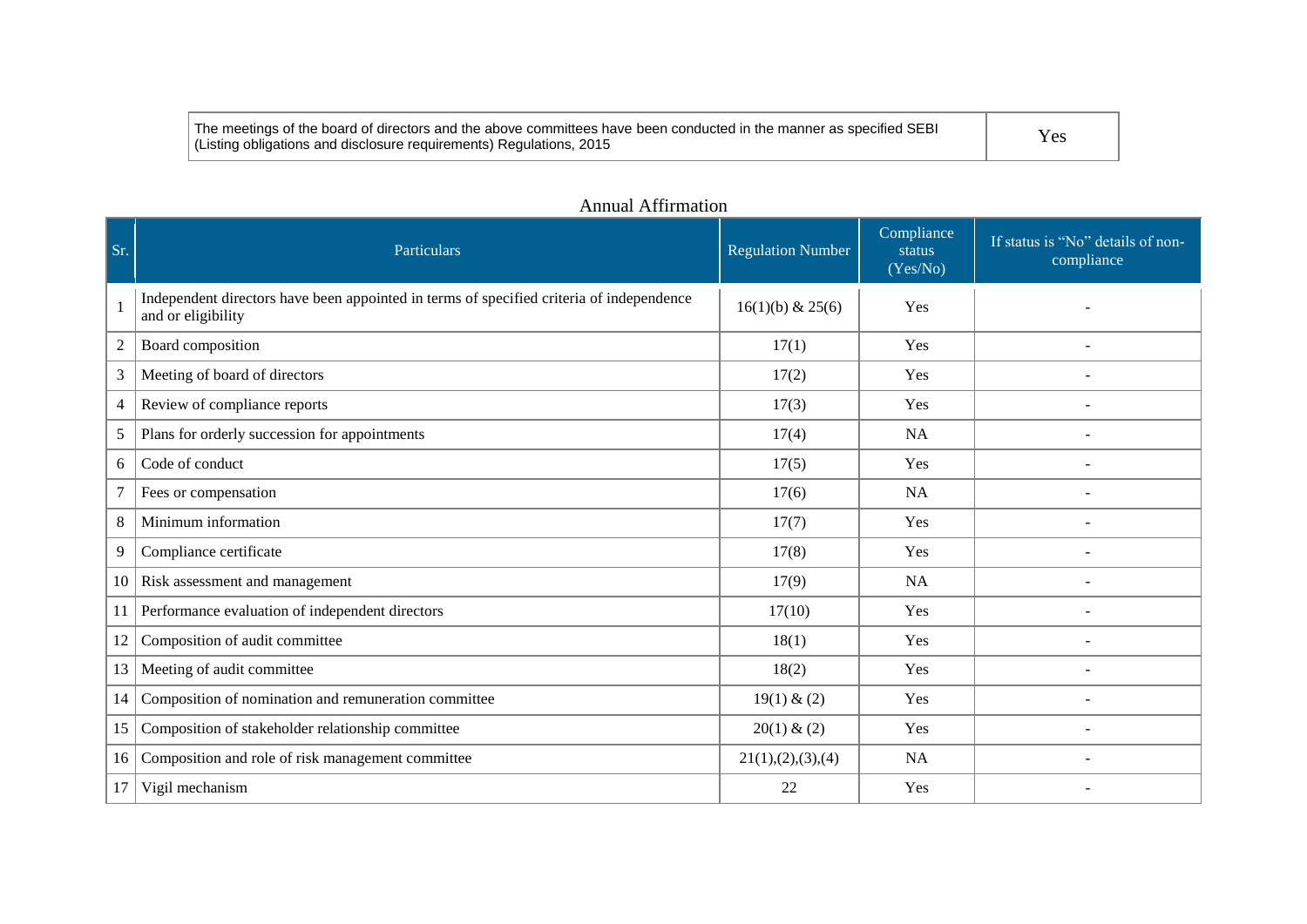| The meetings of the board of directors and the above committees have been conducted in the manner as specified SEBI (Listing obligations and disclosure requirements) Regulations, 2015 | Yes |
| --- | --- |

Annual Affirmation

| Sr. | Particulars | Regulation Number | Compliance status (Yes/No) | If status is "No" details of non-compliance |
| --- | --- | --- | --- | --- |
| 1 | Independent directors have been appointed in terms of specified criteria of independence and or eligibility | 16(1)(b) & 25(6) | Yes | - |
| 2 | Board composition | 17(1) | Yes | - |
| 3 | Meeting of board of directors | 17(2) | Yes | - |
| 4 | Review of compliance reports | 17(3) | Yes | - |
| 5 | Plans for orderly succession for appointments | 17(4) | NA | - |
| 6 | Code of conduct | 17(5) | Yes | - |
| 7 | Fees or compensation | 17(6) | NA | - |
| 8 | Minimum information | 17(7) | Yes | - |
| 9 | Compliance certificate | 17(8) | Yes | - |
| 10 | Risk assessment and management | 17(9) | NA | - |
| 11 | Performance evaluation of independent directors | 17(10) | Yes | - |
| 12 | Composition of audit committee | 18(1) | Yes | - |
| 13 | Meeting of audit committee | 18(2) | Yes | - |
| 14 | Composition of nomination and remuneration committee | 19(1) & (2) | Yes | - |
| 15 | Composition of stakeholder relationship committee | 20(1) & (2) | Yes | - |
| 16 | Composition and role of risk management committee | 21(1),(2),(3),(4) | NA | - |
| 17 | Vigil mechanism | 22 | Yes | - |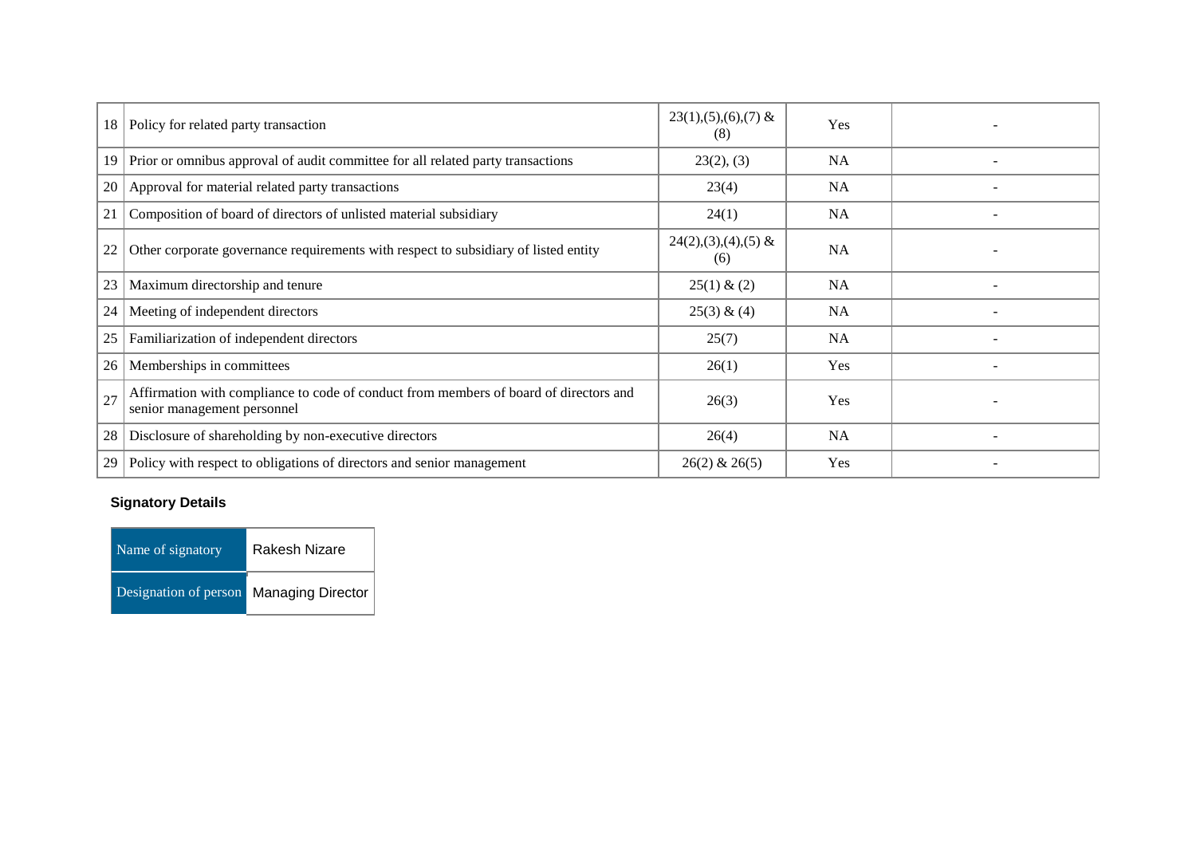| | | | | |
|---|---|---|---|---|
| 18 | Policy for related party transaction | 23(1),(5),(6),(7) & (8) | Yes | - |
| 19 | Prior or omnibus approval of audit committee for all related party transactions | 23(2), (3) | NA | - |
| 20 | Approval for material related party transactions | 23(4) | NA | - |
| 21 | Composition of board of directors of unlisted material subsidiary | 24(1) | NA | - |
| 22 | Other corporate governance requirements with respect to subsidiary of listed entity | 24(2),(3),(4),(5) & (6) | NA | - |
| 23 | Maximum directorship and tenure | 25(1) & (2) | NA | - |
| 24 | Meeting of independent directors | 25(3) & (4) | NA | - |
| 25 | Familiarization of independent directors | 25(7) | NA | - |
| 26 | Memberships in committees | 26(1) | Yes | - |
| 27 | Affirmation with compliance to code of conduct from members of board of directors and senior management personnel | 26(3) | Yes | - |
| 28 | Disclosure of shareholding by non-executive directors | 26(4) | NA | - |
| 29 | Policy with respect to obligations of directors and senior management | 26(2) & 26(5) | Yes | - |

**Signatory Details**

| | |
|---|---|
| Name of signatory | Rakesh Nizare |
| Designation of person | Managing Director |